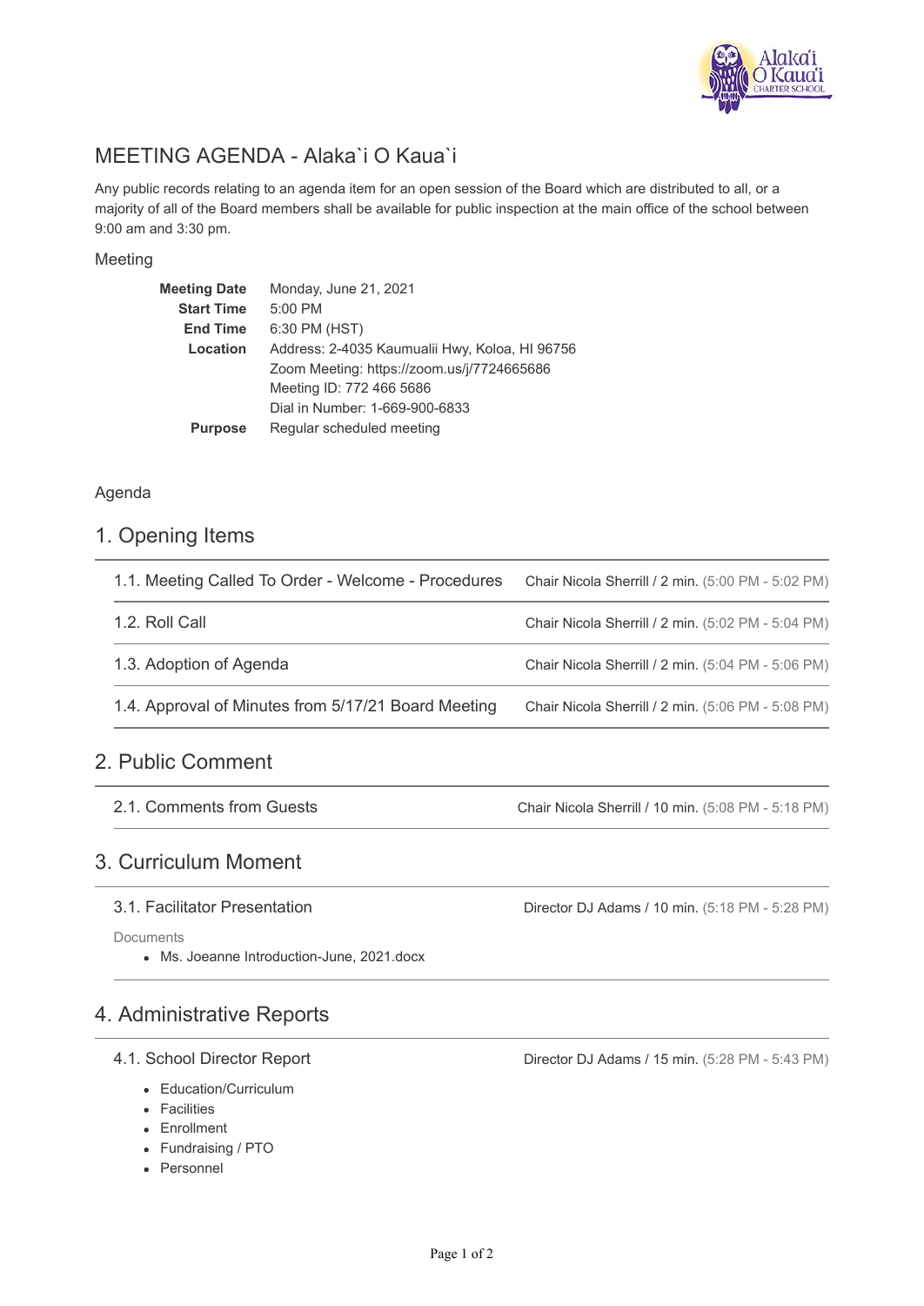# MEETING AGENDA - Alaka`i O Kaua`i

Any public records relating to an agenda item for an open session of the Board which are distributed to all, or a majority of all of the Board members shall be available for public inspection at the main office of the school between 9:00 am and 3:30 pm.

## Meeting

| | |
|---|---|
| **Meeting Date** | Monday, June 21, 2021 |
| **Start Time** | 5:00 PM |
| **End Time** | 6:30 PM (HST) |
| **Location** | Address: 2-4035 Kaumualii Hwy, Koloa, HI 96756<br>Zoom Meeting: https://zoom.us/j/7724665686<br>Meeting ID: 772 466 5686<br>Dial in Number: 1-669-900-6833 |
| **Purpose** | Regular scheduled meeting |

## Agenda

## 1. Opening Items

### 1.1. Meeting Called To Order - Welcome - Procedures
Chair Nicola Sherrill / 2 min. (5:00 PM - 5:02 PM)

### 1.2. Roll Call
Chair Nicola Sherrill / 2 min. (5:02 PM - 5:04 PM)

### 1.3. Adoption of Agenda
Chair Nicola Sherrill / 2 min. (5:04 PM - 5:06 PM)

### 1.4. Approval of Minutes from 5/17/21 Board Meeting
Chair Nicola Sherrill / 2 min. (5:06 PM - 5:08 PM)

## 2. Public Comment

### 2.1. Comments from Guests
Chair Nicola Sherrill / 10 min. (5:08 PM - 5:18 PM)

## 3. Curriculum Moment

### 3.1. Facilitator Presentation
Director DJ Adams / 10 min. (5:18 PM - 5:28 PM)

Documents

- Ms. Joeanne Introduction-June, 2021.docx

## 4. Administrative Reports

### 4.1. School Director Report
Director DJ Adams / 15 min. (5:28 PM - 5:43 PM)

- Education/Curriculum
- Facilities
- Enrollment
- Fundraising / PTO
- Personnel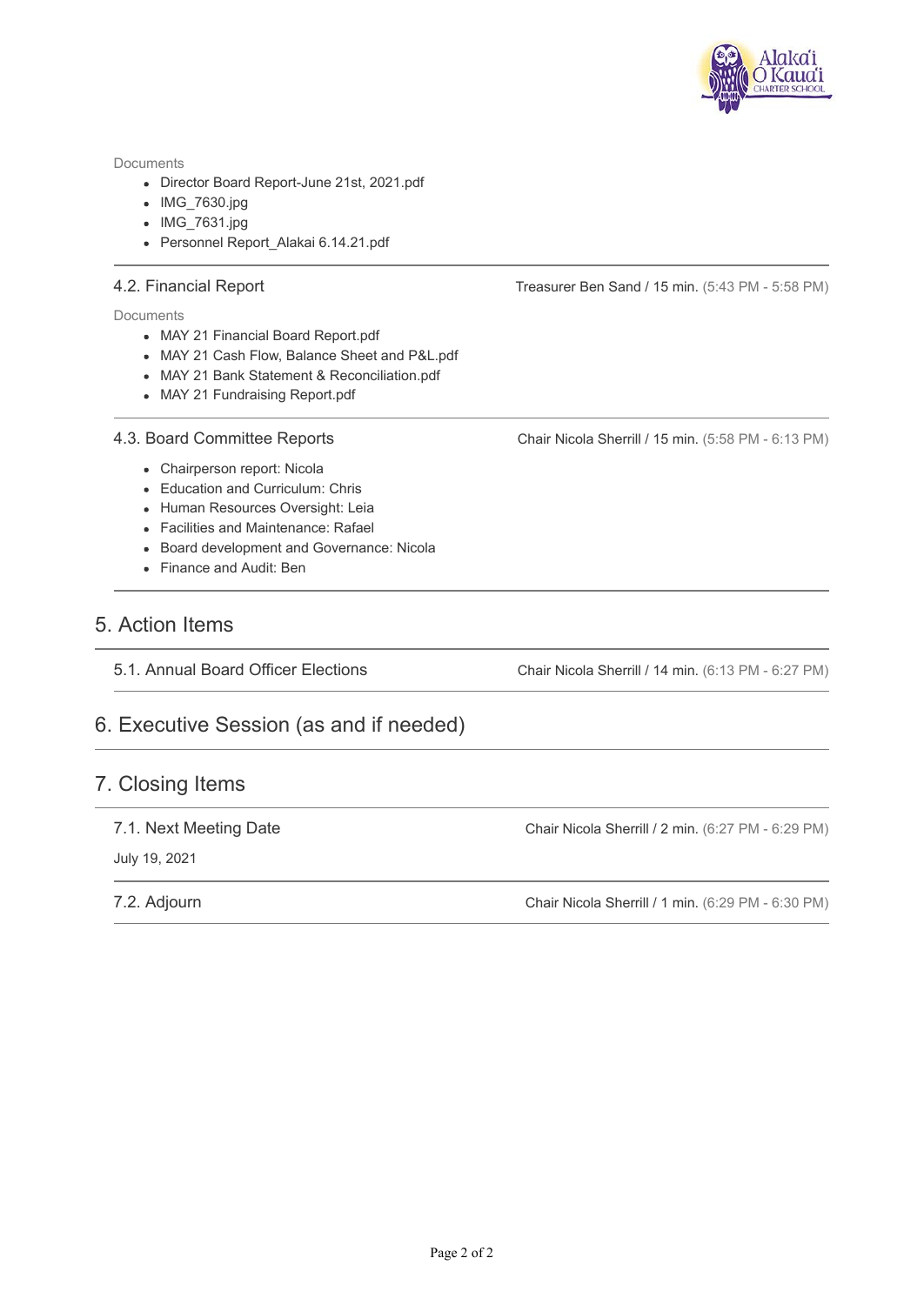Documents

- Director Board Report-June 21st, 2021.pdf
- IMG_7630.jpg
- IMG_7631.jpg
- Personnel Report_Alakai 6.14.21.pdf

### 4.2. Financial Report

Treasurer Ben Sand / 15 min. (5:43 PM - 5:58 PM)

Documents

- MAY 21 Financial Board Report.pdf
- MAY 21 Cash Flow, Balance Sheet and P&L.pdf
- MAY 21 Bank Statement & Reconciliation.pdf
- MAY 21 Fundraising Report.pdf

### 4.3. Board Committee Reports

Chair Nicola Sherrill / 15 min. (5:58 PM - 6:13 PM)

- Chairperson report: Nicola
- Education and Curriculum: Chris
- Human Resources Oversight: Leia
- Facilities and Maintenance: Rafael
- Board development and Governance: Nicola
- Finance and Audit: Ben

## 5. Action Items

### 5.1. Annual Board Officer Elections

Chair Nicola Sherrill / 14 min. (6:13 PM - 6:27 PM)

## 6. Executive Session (as and if needed)

## 7. Closing Items

### 7.1. Next Meeting Date

Chair Nicola Sherrill / 2 min. (6:27 PM - 6:29 PM)

July 19, 2021

### 7.2. Adjourn

Chair Nicola Sherrill / 1 min. (6:29 PM - 6:30 PM)